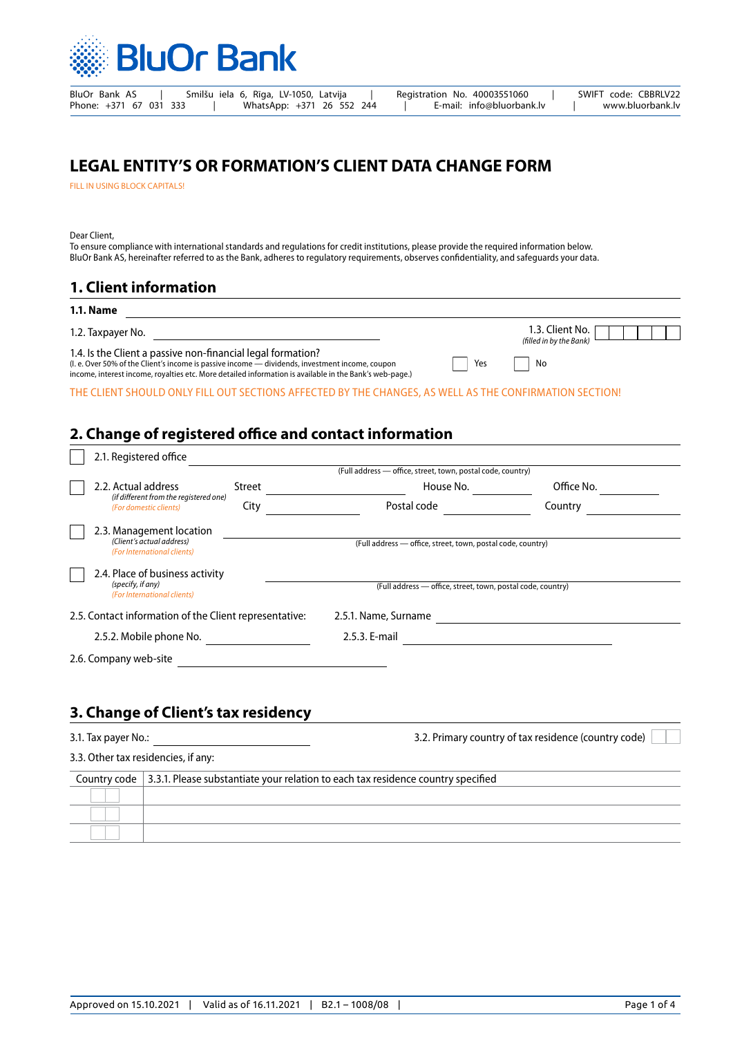BluOr Bank

BluOr Bank AS | Smilšu iela 6, Rīga, LV-1050, Latvija | Registration No. 40003551060 | SWIFT code: CBBRLV22
Phone: +371 67 031 333 | WhatsApp: +371 26 552 244 | E-mail: info@bluorbank.lv | www.bluorbank.lv

# LEGAL ENTITY'S OR FORMATION'S CLIENT DATA CHANGE FORM

FILL IN USING BLOCK CAPITALS!

Dear Client,
To ensure compliance with international standards and regulations for credit institutions, please provide the required information below.
BluOr Bank AS, hereinafter referred to as the Bank, adheres to regulatory requirements, observes confidentiality, and safeguards your data.

## 1. Client information

**1.1. Name** ______________________________

1.2. Taxpayer No. ______________________________ 1.3. Client No. ☐☐☐☐☐☐ *(filled in by the Bank)*

1.4. Is the Client a passive non-financial legal formation? ☐ Yes ☐ No
(I. e. Over 50% of the Client's income is passive income — dividends, investment income, coupon income, interest income, royalties etc. More detailed information is available in the Bank's web-page.)

THE CLIENT SHOULD ONLY FILL OUT SECTIONS AFFECTED BY THE CHANGES, AS WELL AS THE CONFIRMATION SECTION!

## 2. Change of registered office and contact information

☐ 2.1. Registered office ______________________________
(Full address — office, street, town, postal code, country)

☐ 2.2. Actual address *(if different from the registered one)* *(For domestic clients)*
Street ____________ House No. ____________ Office No. ____________
City ____________ Postal code ____________ Country ____________

☐ 2.3. Management location *(Client's actual address)* *(For International clients)* ______________________________
(Full address — office, street, town, postal code, country)

☐ 2.4. Place of business activity *(specify, if any)* *(For International clients)* ______________________________
(Full address — office, street, town, postal code, country)

2.5. Contact information of the Client representative: 2.5.1. Name, Surname ______________________________

2.5.2. Mobile phone No. ____________ 2.5.3. E-mail ______________________________

2.6. Company web-site ______________________________

## 3. Change of Client's tax residency

3.1. Tax payer No.: ______________________________ 3.2. Primary country of tax residence (country code) ☐☐

3.3. Other tax residencies, if any:

| Country code | 3.3.1. Please substantiate your relation to each tax residence country specified |
|---|---|
| ☐☐ | |
| ☐☐ | |
| ☐☐ | |

Approved on 15.10.2021 | Valid as of 16.11.2021 | B2.1 – 1008/08 |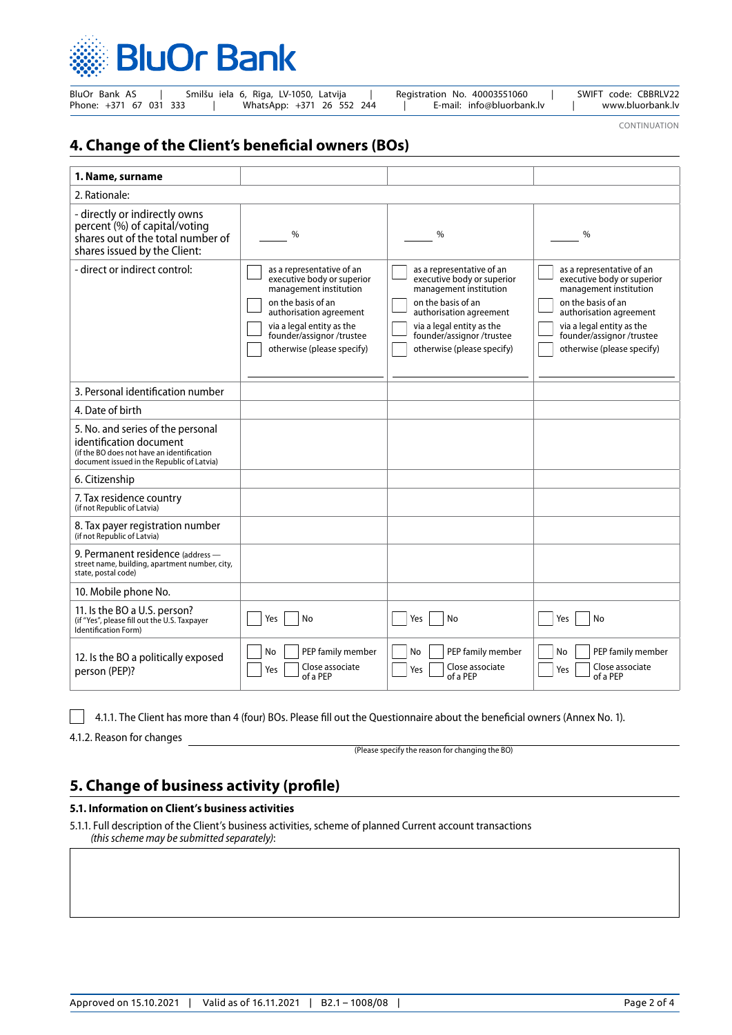CONTINUATION

## 4. Change of the Client's beneficial owners (BOs)

| **1. Name, surname** | | | |
|---|---|---|---|
| 2. Rationale: | | | |
| - directly or indirectly owns percent (%) of capital/voting shares out of the total number of shares issued by the Client: | ____ % | ____ % | ____ % |
| - direct or indirect control: | ☐ as a representative of an executive body or superior management institution<br>☐ on the basis of an authorisation agreement<br>☐ via a legal entity as the founder/assignor /trustee<br>☐ otherwise (please specify)<br>____________ | ☐ as a representative of an executive body or superior management institution<br>☐ on the basis of an authorisation agreement<br>☐ via a legal entity as the founder/assignor /trustee<br>☐ otherwise (please specify)<br>____________ | ☐ as a representative of an executive body or superior management institution<br>☐ on the basis of an authorisation agreement<br>☐ via a legal entity as the founder/assignor /trustee<br>☐ otherwise (please specify)<br>____________ |
| 3. Personal identification number | | | |
| 4. Date of birth | | | |
| 5. No. and series of the personal identification document (if the BO does not have an identification document issued in the Republic of Latvia) | | | |
| 6. Citizenship | | | |
| 7. Tax residence country (if not Republic of Latvia) | | | |
| 8. Tax payer registration number (if not Republic of Latvia) | | | |
| 9. Permanent residence (address — street name, building, apartment number, city, state, postal code) | | | |
| 10. Mobile phone No. | | | |
| 11. Is the BO a U.S. person? (if "Yes", please fill out the U.S. Taxpayer Identification Form) | ☐ Yes ☐ No | ☐ Yes ☐ No | ☐ Yes ☐ No |
| 12. Is the BO a politically exposed person (PEP)? | ☐ No ☐ PEP family member<br>☐ Yes ☐ Close associate of a PEP | ☐ No ☐ PEP family member<br>☐ Yes ☐ Close associate of a PEP | ☐ No ☐ PEP family member<br>☐ Yes ☐ Close associate of a PEP |

☐ 4.1.1. The Client has more than 4 (four) BOs. Please fill out the Questionnaire about the beneficial owners (Annex No. 1).

4.1.2. Reason for changes ______________________________________________

(Please specify the reason for changing the BO)

## 5. Change of business activity (profile)

### 5.1. Information on Client's business activities

5.1.1. Full description of the Client's business activities, scheme of planned Current account transactions *(this scheme may be submitted separately)*:

Approved on 15.10.2021 | Valid as of 16.11.2021 | B2.1 – 1008/08 |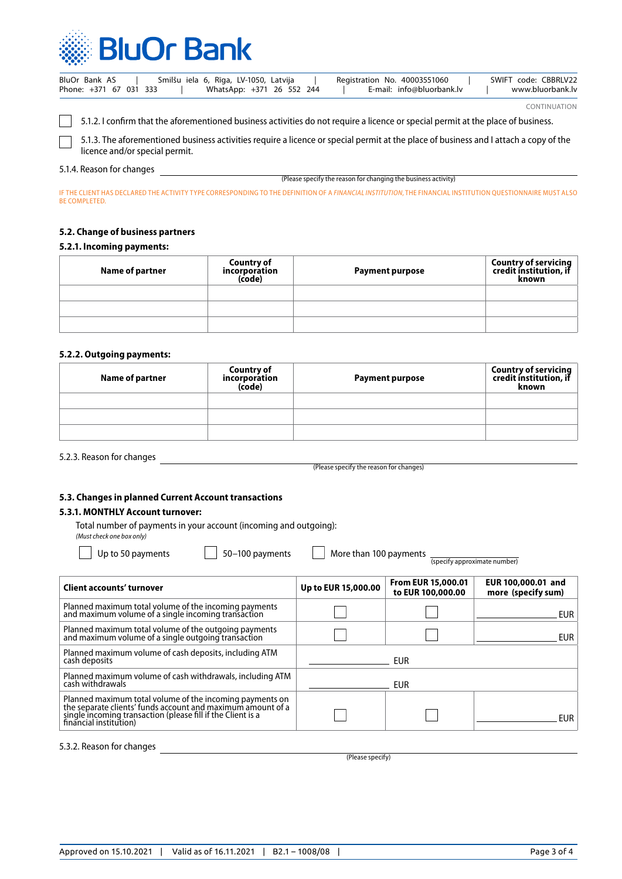CONTINUATION

☐ 5.1.2. I confirm that the aforementioned business activities do not require a licence or special permit at the place of business.

☐ 5.1.3. The aforementioned business activities require a licence or special permit at the place of business and I attach a copy of the licence and/or special permit.

5.1.4. Reason for changes ______________________________________________
(Please specify the reason for changing the business activity)

IF THE CLIENT HAS DECLARED THE ACTIVITY TYPE CORRESPONDING TO THE DEFINITION OF A *FINANCIAL INSTITUTION*, THE FINANCIAL INSTITUTION QUESTIONNAIRE MUST ALSO BE COMPLETED.

### 5.2. Change of business partners

#### 5.2.1. Incoming payments:

| Name of partner | Country of incorporation (code) | Payment purpose | Country of servicing credit institution, if known |
|---|---|---|---|
| | | | |
| | | | |
| | | | |

#### 5.2.2. Outgoing payments:

| Name of partner | Country of incorporation (code) | Payment purpose | Country of servicing credit institution, if known |
|---|---|---|---|
| | | | |
| | | | |
| | | | |

5.2.3. Reason for changes ______________________________________________
(Please specify the reason for changes)

### 5.3. Changes in planned Current Account transactions

#### 5.3.1. MONTHLY Account turnover:

Total number of payments in your account (incoming and outgoing):
*(Must check one box only)*

☐ Up to 50 payments ☐ 50–100 payments ☐ More than 100 payments ____________ (specify approximate number)

| Client accounts' turnover | Up to EUR 15,000.00 | From EUR 15,000.01 to EUR 100,000.00 | EUR 100,000.01 and more (specify sum) |
|---|---|---|---|
| Planned maximum total volume of the incoming payments and maximum volume of a single incoming transaction | ☐ | ☐ | ____________ EUR |
| Planned maximum total volume of the outgoing payments and maximum volume of a single outgoing transaction | ☐ | ☐ | ____________ EUR |
| Planned maximum volume of cash deposits, including ATM cash deposits | ____________ EUR | | |
| Planned maximum volume of cash withdrawals, including ATM cash withdrawals | ____________ EUR | | |
| Planned maximum total volume of the incoming payments on the separate clients' funds account and maximum amount of a single incoming transaction (please fill if the Client is a financial institution) | ☐ | ☐ | ____________ EUR |

5.3.2. Reason for changes ______________________________________________
(Please specify)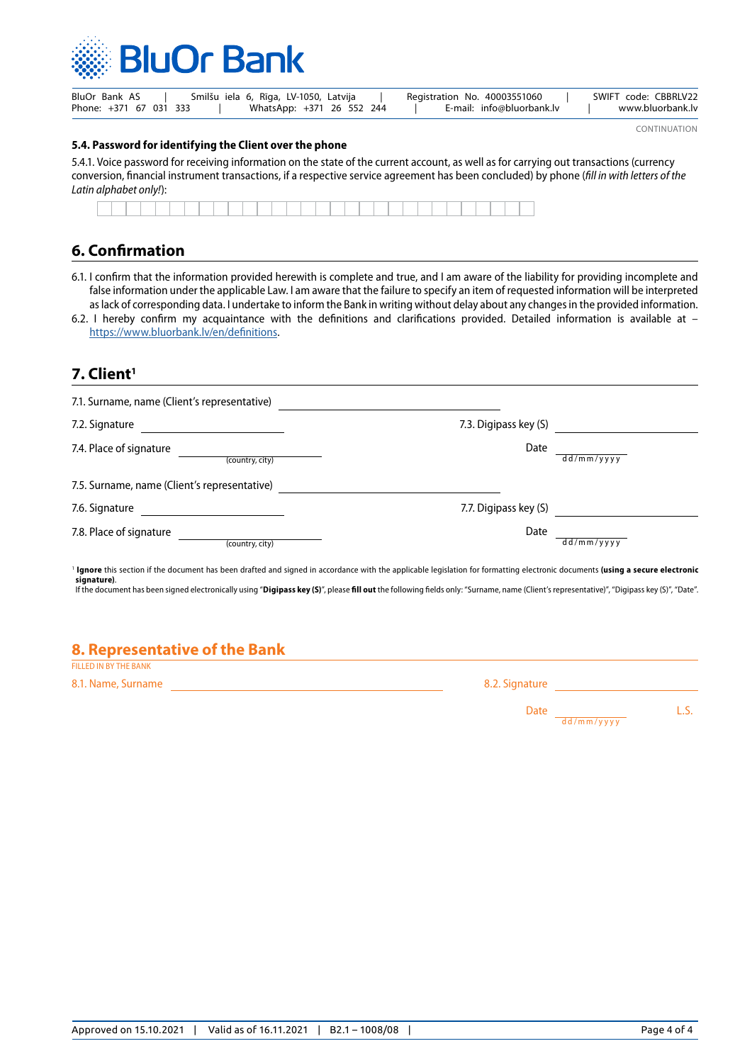CONTINUATION

**5.4. Password for identifying the Client over the phone**

5.4.1. Voice password for receiving information on the state of the current account, as well as for carrying out transactions (currency conversion, financial instrument transactions, if a respective service agreement has been concluded) by phone (*fill in with letters of the Latin alphabet only!*):

| | | | | | | | | | | | | | | | | | | | | | | | | | | | | | |
|---|---|---|---|---|---|---|---|---|---|---|---|---|---|---|---|---|---|---|---|---|---|---|---|---|---|---|---|---|---|
| | | | | | | | | | | | | | | | | | | | | | | | | | | | | | |

## 6. Confirmation

6.1. I confirm that the information provided herewith is complete and true, and I am aware of the liability for providing incomplete and false information under the applicable Law. I am aware that the failure to specify an item of requested information will be interpreted as lack of corresponding data. I undertake to inform the Bank in writing without delay about any changes in the provided information.

6.2. I hereby confirm my acquaintance with the definitions and clarifications provided. Detailed information is available at – https://www.bluorbank.lv/en/definitions.

## 7. Client[1]

7.1. Surname, name (Client's representative) ______________________

7.2. Signature ______________________ 7.3. Digipass key (S) ______________________

7.4. Place of signature ______________________ (country, city) Date ____________ dd/mm/yyyy

7.5. Surname, name (Client's representative) ______________________

7.6. Signature ______________________ 7.7. Digipass key (S) ______________________

7.8. Place of signature ______________________ (country, city) Date ____________ dd/mm/yyyy

[1] **Ignore** this section if the document has been drafted and signed in accordance with the applicable legislation for formatting electronic documents **(using a secure electronic signature)**.
If the document has been signed electronically using "**Digipass key (S)**", please **fill out** the following fields only: "Surname, name (Client's representative)", "Digipass key (S)", "Date".

## 8. Representative of the Bank

FILLED IN BY THE BANK

8.1. Name, Surname ______________________ 8.2. Signature ______________________

Date ____________ dd/mm/yyyy L.S.

Approved on 15.10.2021 | Valid as of 16.11.2021 | B2.1 – 1008/08 |